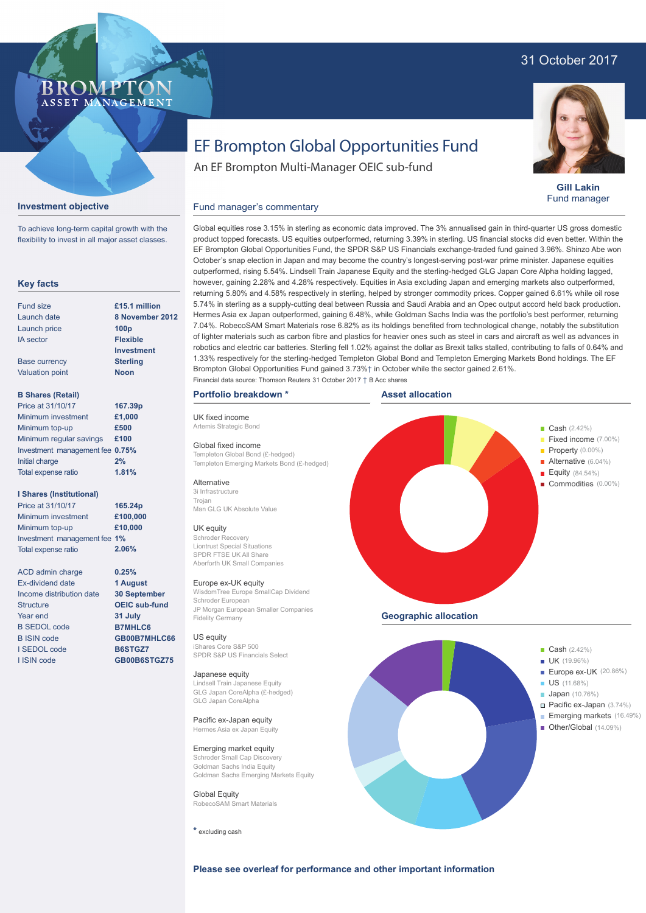31 October 2017

BROMPTON ASSET MANAGEMENT

# EF Brompton Global Opportunities Fund

An EF Brompton Multi-Manager OEIC sub-fund

**Gill Lakin**
Fund manager

## Investment objective

To achieve long-term capital growth with the flexibility to invest in all major asset classes.

## Key facts

| | |
|---|---|
| Fund size | £15.1 million |
| Launch date | 8 November 2012 |
| Launch price | 100p |
| IA sector | Flexible Investment |
| Base currency | Sterling |
| Valuation point | Noon |

**B Shares (Retail)**

| | |
|---|---|
| Price at 31/10/17 | 167.39p |
| Minimum investment | £1,000 |
| Minimum top-up | £500 |
| Minimum regular savings | £100 |
| Investment management fee | 0.75% |
| Initial charge | 2% |
| Total expense ratio | 1.81% |

**I Shares (Institutional)**

| | |
|---|---|
| Price at 31/10/17 | 165.24p |
| Minimum investment | £100,000 |
| Minimum top-up | £10,000 |
| Investment management fee | 1% |
| Total expense ratio | 2.06% |

| | |
|---|---|
| ACD admin charge | 0.25% |
| Ex-dividend date | 1 August |
| Income distribution date | 30 September |
| Structure | OEIC sub-fund |
| Year end | 31 July |
| B SEDOL code | B7MHLC6 |
| B ISIN code | GB00B7MHLC66 |
| I SEDOL code | B6STGZ7 |
| I ISIN code | GB00B6STGZ75 |

## Fund manager's commentary

Global equities rose 3.15% in sterling as economic data improved. The 3% annualised gain in third-quarter US gross domestic product topped forecasts. US equities outperformed, returning 3.39% in sterling. US financial stocks did even better. Within the EF Brompton Global Opportunities Fund, the SPDR S&P US Financials exchange-traded fund gained 3.96%. Shinzo Abe won October's snap election in Japan and may become the country's longest-serving post-war prime minister. Japanese equities outperformed, rising 5.54%. Lindsell Train Japanese Equity and the sterling-hedged GLG Japan Core Alpha holding lagged, however, gaining 2.28% and 4.28% respectively. Equities in Asia excluding Japan and emerging markets also outperformed, returning 5.80% and 4.58% respectively in sterling, helped by stronger commodity prices. Copper gained 6.61% while oil rose 5.74% in sterling as a supply-cutting deal between Russia and Saudi Arabia and an Opec output accord held back production. Hermes Asia ex Japan outperformed, gaining 6.48%, while Goldman Sachs India was the portfolio's best performer, returning 7.04%. RobecoSAM Smart Materials rose 6.82% as its holdings benefited from technological change, notably the substitution of lighter materials such as carbon fibre and plastics for heavier ones such as steel in cars and aircraft as well as advances in robotics and electric car batteries. Sterling fell 1.02% against the dollar as Brexit talks stalled, contributing to falls of 0.64% and 1.33% respectively for the sterling-hedged Templeton Global Bond and Templeton Emerging Markets Bond holdings. The EF Brompton Global Opportunities Fund gained 3.73%† in October while the sector gained 2.61%.

Financial data source: Thomson Reuters 31 October 2017 † B Acc shares

## Portfolio breakdown *

**UK fixed income**
Artemis Strategic Bond

**Global fixed income**
Templeton Global Bond (£-hedged)
Templeton Emerging Markets Bond (£-hedged)

**Alternative**
3i Infrastructure
Trojan
Man GLG UK Absolute Value

**UK equity**
Schroder Recovery
Liontrust Special Situations
SPDR FTSE UK All Share
Aberforth UK Small Companies

**Europe ex-UK equity**
WisdomTree Europe SmallCap Dividend
Schroder European
JP Morgan European Smaller Companies
Fidelity Germany

**US equity**
iShares Core S&P 500
SPDR S&P US Financials Select

**Japanese equity**
Lindsell Train Japanese Equity
GLG Japan CoreAlpha (£-hedged)
GLG Japan CoreAlpha

**Pacific ex-Japan equity**
Hermes Asia ex Japan Equity

**Emerging market equity**
Schroder Small Cap Discovery
Goldman Sachs India Equity
Goldman Sachs Emerging Markets Equity

**Global Equity**
RobecoSAM Smart Materials

* excluding cash

## Asset allocation

- Cash (2.42%)
- Fixed income (7.00%)
- Property (0.00%)
- Alternative (6.04%)
- Equity (84.54%)
- Commodities (0.00%)

## Geographic allocation

- Cash (2.42%)
- UK (19.96%)
- Europe ex-UK (20.86%)
- US (11.68%)
- Japan (10.76%)
- Pacific ex-Japan (3.74%)
- Emerging markets (16.49%)
- Other/Global (14.09%)

**Please see overleaf for performance and other important information**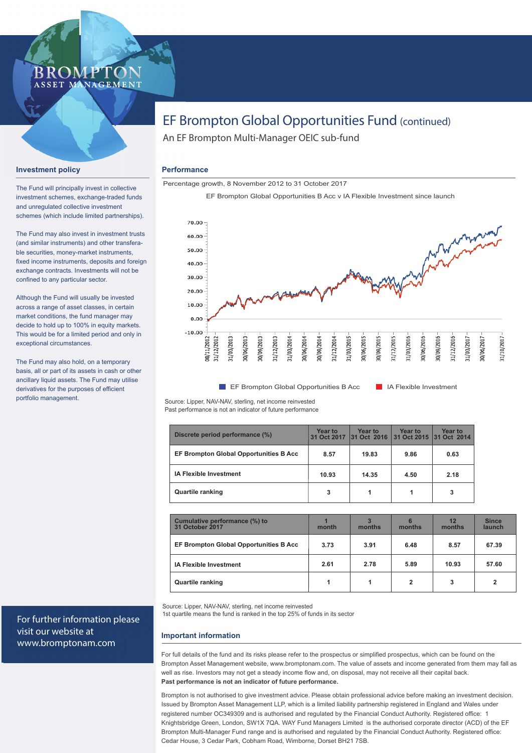# EF Brompton Global Opportunities Fund (continued)

An EF Brompton Multi-Manager OEIC sub-fund

## Investment policy

The Fund will principally invest in collective investment schemes, exchange-traded funds and unregulated collective investment schemes (which include limited partnerships).

The Fund may also invest in investment trusts (and similar instruments) and other transferable securities, money-market instruments, fixed income instruments, deposits and foreign exchange contracts. Investments will not be confined to any particular sector.

Although the Fund will usually be invested across a range of asset classes, in certain market conditions, the fund manager may decide to hold up to 100% in equity markets. This would be for a limited period and only in exceptional circumstances.

The Fund may also hold, on a temporary basis, all or part of its assets in cash or other ancillary liquid assets. The Fund may utilise derivatives for the purposes of efficient portfolio management.

For further information please visit our website at www.bromptonam.com

## Performance

Percentage growth, 8 November 2012 to 31 October 2017

EF Brompton Global Opportunities B Acc v IA Flexible Investment since launch

70.00
60.00
50.00
40.00
30.00
20.00
10.00
0.00
-10.00

08/11/2012 31/12/2012 31/03/2013 30/06/2013 30/09/2013 31/12/2013 31/03/2014 30/06/2014 30/09/2014 31/12/2014 31/03/2015 30/06/2015 30/09/2015 31/12/2015 31/03/2016 30/06/2016 30/09/2016 31/12/2016 31/03/2017 30/06/2017 31/10/2017

EF Brompton Global Opportunities B Acc
IA Flexible Investment

Source: Lipper, NAV-NAV, sterling, net income reinvested
Past performance is not an indicator of future performance

| Discrete period performance (%) | Year to 31 Oct 2017 | Year to 31 Oct 2016 | Year to 31 Oct 2015 | Year to 31 Oct 2014 |
|---|---|---|---|---|
| EF Brompton Global Opportunities B Acc | 8.57 | 19.83 | 9.86 | 0.63 |
| IA Flexible Investment | 10.93 | 14.35 | 4.50 | 2.18 |
| Quartile ranking | 3 | 1 | 1 | 3 |

| Cumulative performance (%) to 31 October 2017 | 1 month | 3 months | 6 months | 12 months | Since launch |
|---|---|---|---|---|---|
| EF Brompton Global Opportunities B Acc | 3.73 | 3.91 | 6.48 | 8.57 | 67.39 |
| IA Flexible Investment | 2.61 | 2.78 | 5.89 | 10.93 | 57.60 |
| Quartile ranking | 1 | 1 | 2 | 3 | 2 |

Source: Lipper, NAV-NAV, sterling, net income reinvested
1st quartile means the fund is ranked in the top 25% of funds in its sector

## Important information

For full details of the fund and its risks please refer to the prospectus or simplified prospectus, which can be found on the Brompton Asset Management website, www.bromptonam.com. The value of assets and income generated from them may fall as well as rise. Investors may not get a steady income flow and, on disposal, may not receive all their capital back.
**Past performance is not an indicator of future performance.**

Brompton is not authorised to give investment advice. Please obtain professional advice before making an investment decision. Issued by Brompton Asset Management LLP, which is a limited liability partnership registered in England and Wales under registered number OC349309 and is authorised and regulated by the Financial Conduct Authority. Registered office: 1 Knightsbridge Green, London, SW1X 7QA. WAY Fund Managers Limited is the authorised corporate director (ACD) of the EF Brompton Multi-Manager Fund range and is authorised and regulated by the Financial Conduct Authority. Registered office: Cedar House, 3 Cedar Park, Cobham Road, Wimborne, Dorset BH21 7SB.